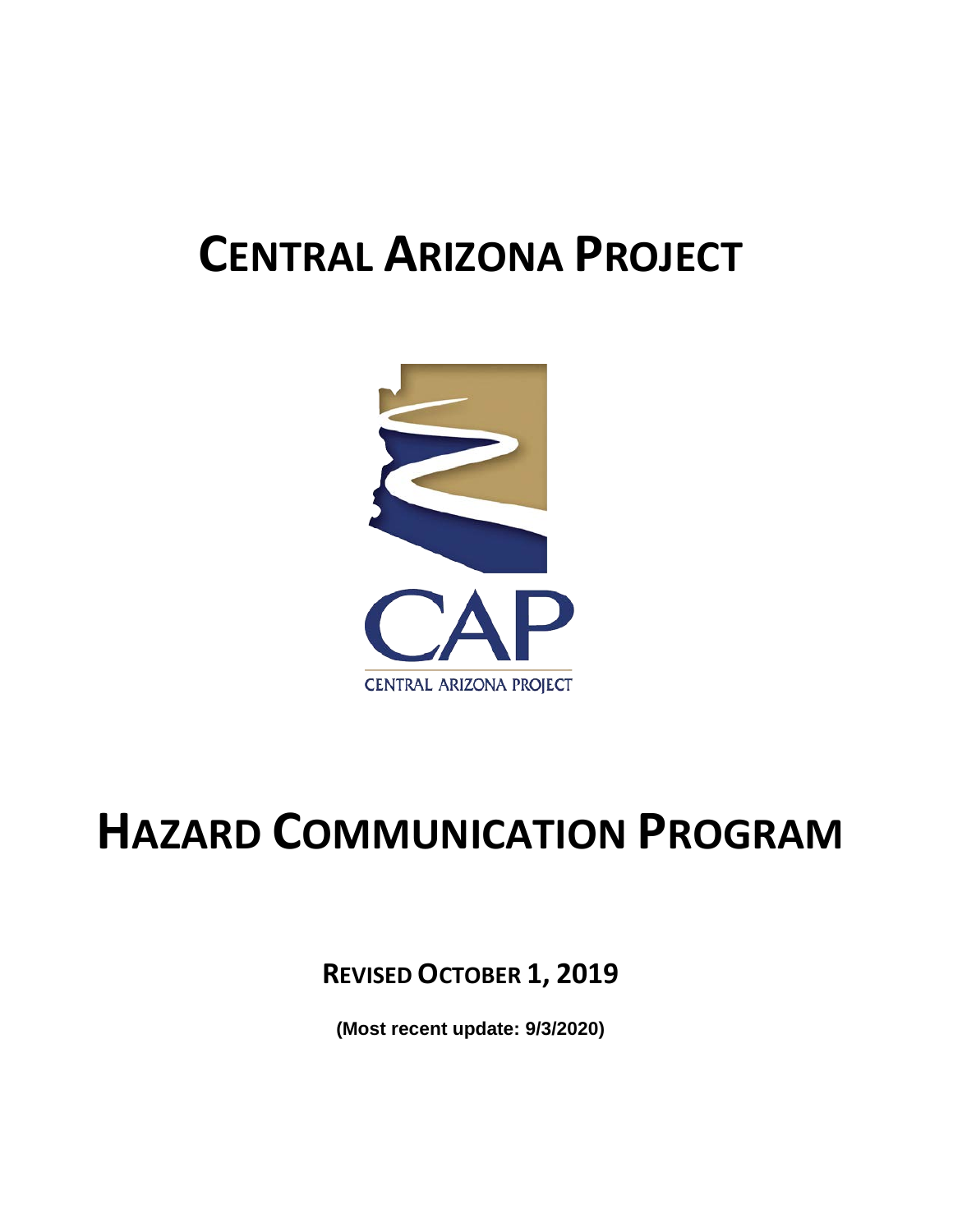# CENTRAL ARIZONA PROJECT

# HAZARD COMMUNICATION PROGRAM

**REVISED OCTOBER 1, 2019**

**(Most recent update: 9/3/2020)**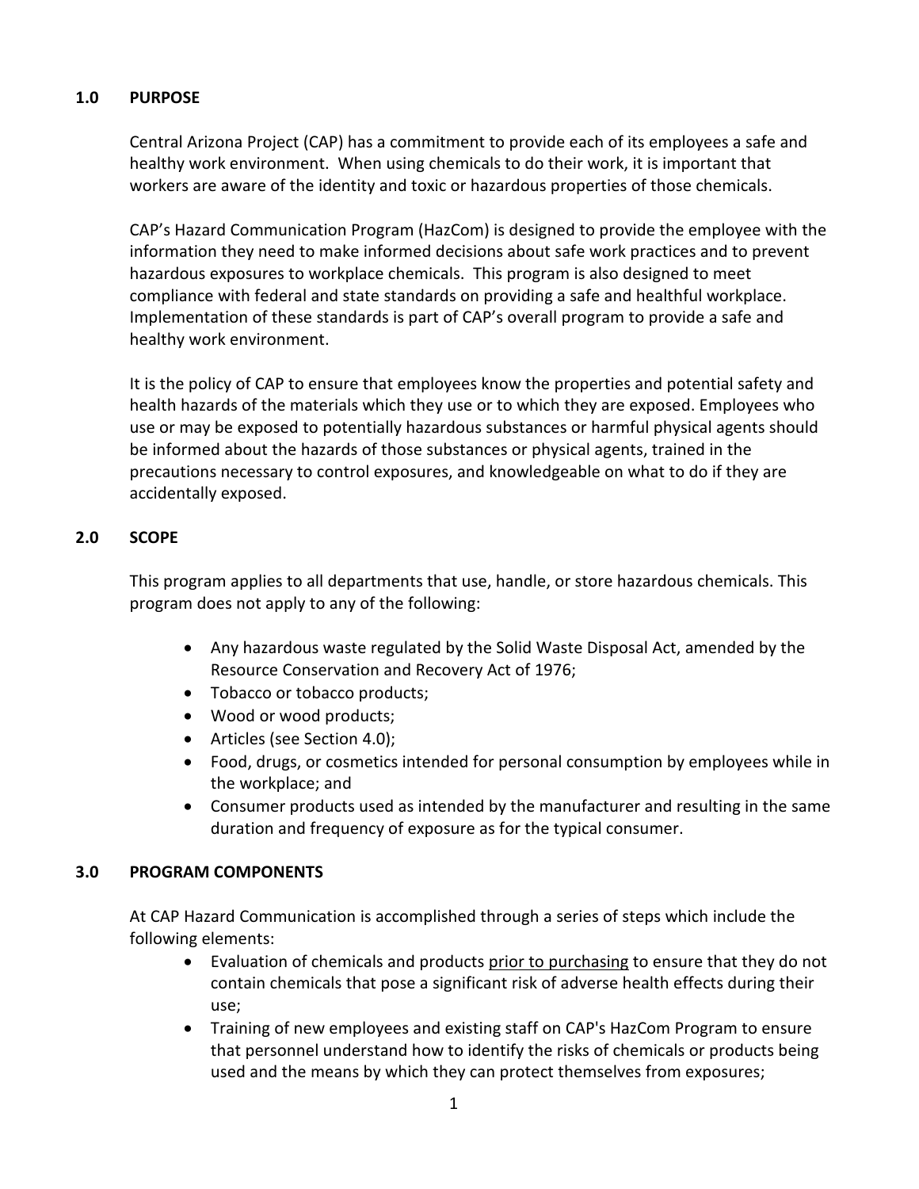## 1.0 PURPOSE

Central Arizona Project (CAP) has a commitment to provide each of its employees a safe and healthy work environment. When using chemicals to do their work, it is important that workers are aware of the identity and toxic or hazardous properties of those chemicals.

CAP's Hazard Communication Program (HazCom) is designed to provide the employee with the information they need to make informed decisions about safe work practices and to prevent hazardous exposures to workplace chemicals. This program is also designed to meet compliance with federal and state standards on providing a safe and healthful workplace. Implementation of these standards is part of CAP's overall program to provide a safe and healthy work environment.

It is the policy of CAP to ensure that employees know the properties and potential safety and health hazards of the materials which they use or to which they are exposed. Employees who use or may be exposed to potentially hazardous substances or harmful physical agents should be informed about the hazards of those substances or physical agents, trained in the precautions necessary to control exposures, and knowledgeable on what to do if they are accidentally exposed.

## 2.0 SCOPE

This program applies to all departments that use, handle, or store hazardous chemicals. This program does not apply to any of the following:

- Any hazardous waste regulated by the Solid Waste Disposal Act, amended by the Resource Conservation and Recovery Act of 1976;
- Tobacco or tobacco products;
- Wood or wood products;
- Articles (see Section 4.0);
- Food, drugs, or cosmetics intended for personal consumption by employees while in the workplace; and
- Consumer products used as intended by the manufacturer and resulting in the same duration and frequency of exposure as for the typical consumer.

## 3.0 PROGRAM COMPONENTS

At CAP Hazard Communication is accomplished through a series of steps which include the following elements:

- Evaluation of chemicals and products <u>prior to purchasing</u> to ensure that they do not contain chemicals that pose a significant risk of adverse health effects during their use;
- Training of new employees and existing staff on CAP's HazCom Program to ensure that personnel understand how to identify the risks of chemicals or products being used and the means by which they can protect themselves from exposures;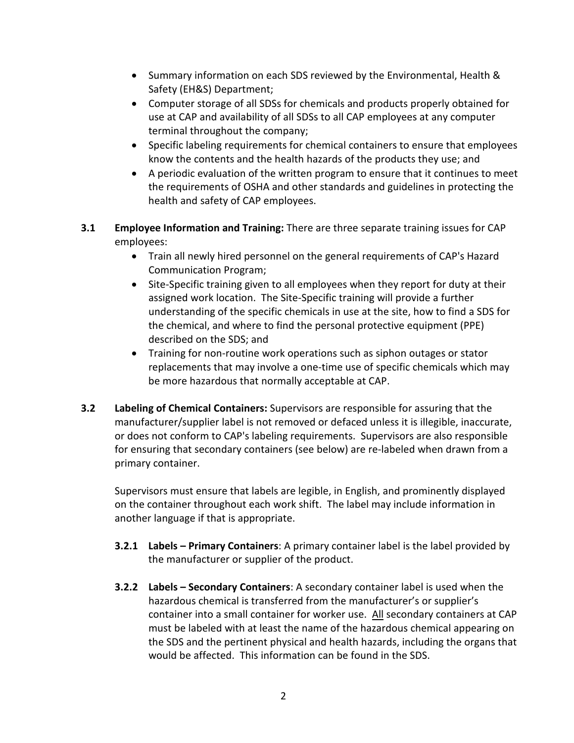- Summary information on each SDS reviewed by the Environmental, Health & Safety (EH&S) Department;
- Computer storage of all SDSs for chemicals and products properly obtained for use at CAP and availability of all SDSs to all CAP employees at any computer terminal throughout the company;
- Specific labeling requirements for chemical containers to ensure that employees know the contents and the health hazards of the products they use; and
- A periodic evaluation of the written program to ensure that it continues to meet the requirements of OSHA and other standards and guidelines in protecting the health and safety of CAP employees.

**3.1 Employee Information and Training:** There are three separate training issues for CAP employees:

- Train all newly hired personnel on the general requirements of CAP's Hazard Communication Program;
- Site-Specific training given to all employees when they report for duty at their assigned work location. The Site-Specific training will provide a further understanding of the specific chemicals in use at the site, how to find a SDS for the chemical, and where to find the personal protective equipment (PPE) described on the SDS; and
- Training for non-routine work operations such as siphon outages or stator replacements that may involve a one-time use of specific chemicals which may be more hazardous that normally acceptable at CAP.

**3.2 Labeling of Chemical Containers:** Supervisors are responsible for assuring that the manufacturer/supplier label is not removed or defaced unless it is illegible, inaccurate, or does not conform to CAP's labeling requirements. Supervisors are also responsible for ensuring that secondary containers (see below) are re-labeled when drawn from a primary container.

Supervisors must ensure that labels are legible, in English, and prominently displayed on the container throughout each work shift. The label may include information in another language if that is appropriate.

**3.2.1 Labels – Primary Containers**: A primary container label is the label provided by the manufacturer or supplier of the product.

**3.2.2 Labels – Secondary Containers**: A secondary container label is used when the hazardous chemical is transferred from the manufacturer's or supplier's container into a small container for worker use. <u>All</u> secondary containers at CAP must be labeled with at least the name of the hazardous chemical appearing on the SDS and the pertinent physical and health hazards, including the organs that would be affected. This information can be found in the SDS.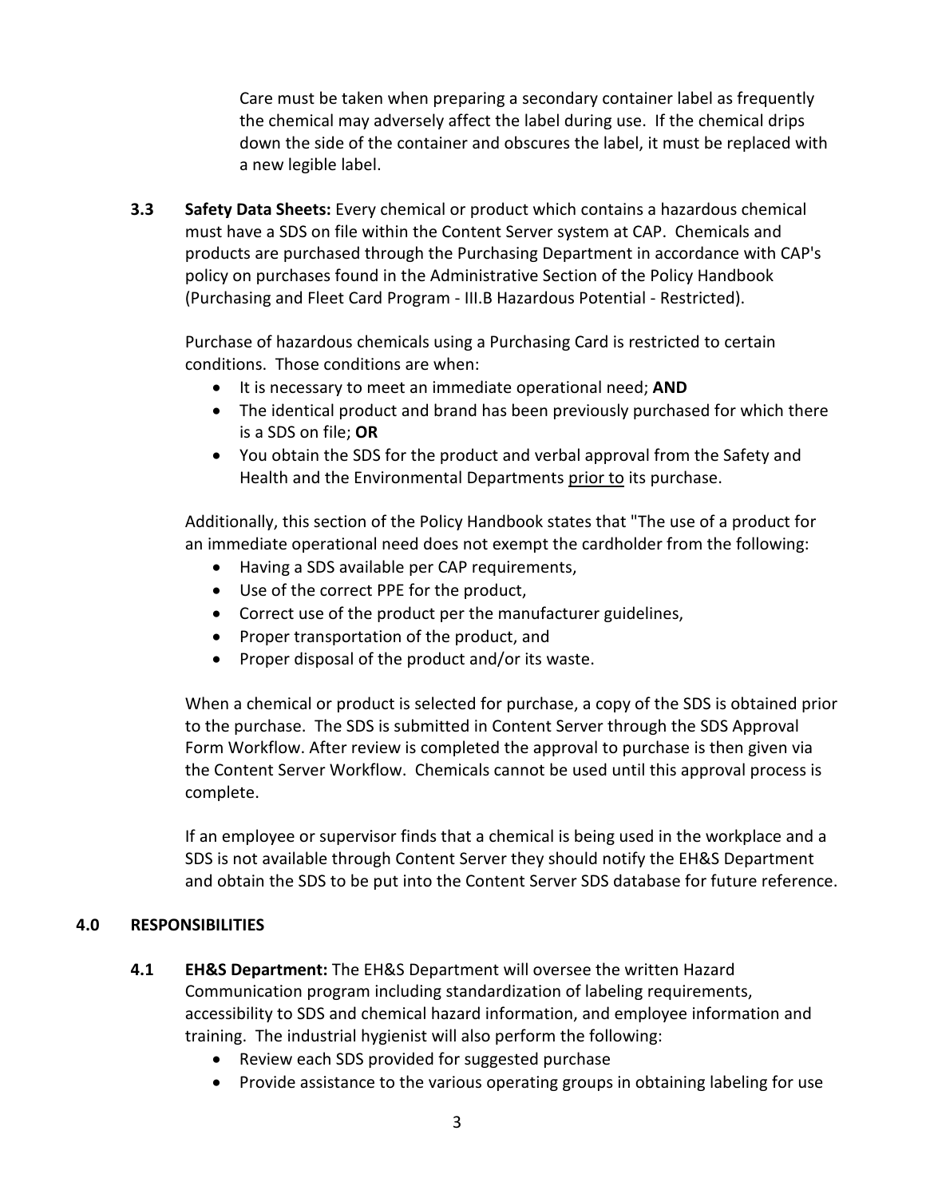Care must be taken when preparing a secondary container label as frequently the chemical may adversely affect the label during use. If the chemical drips down the side of the container and obscures the label, it must be replaced with a new legible label.

**3.3 Safety Data Sheets:** Every chemical or product which contains a hazardous chemical must have a SDS on file within the Content Server system at CAP. Chemicals and products are purchased through the Purchasing Department in accordance with CAP's policy on purchases found in the Administrative Section of the Policy Handbook (Purchasing and Fleet Card Program - III.B Hazardous Potential - Restricted).

Purchase of hazardous chemicals using a Purchasing Card is restricted to certain conditions. Those conditions are when:

- It is necessary to meet an immediate operational need; **AND**
- The identical product and brand has been previously purchased for which there is a SDS on file; **OR**
- You obtain the SDS for the product and verbal approval from the Safety and Health and the Environmental Departments <u>prior to</u> its purchase.

Additionally, this section of the Policy Handbook states that "The use of a product for an immediate operational need does not exempt the cardholder from the following:

- Having a SDS available per CAP requirements,
- Use of the correct PPE for the product,
- Correct use of the product per the manufacturer guidelines,
- Proper transportation of the product, and
- Proper disposal of the product and/or its waste.

When a chemical or product is selected for purchase, a copy of the SDS is obtained prior to the purchase. The SDS is submitted in Content Server through the SDS Approval Form Workflow. After review is completed the approval to purchase is then given via the Content Server Workflow. Chemicals cannot be used until this approval process is complete.

If an employee or supervisor finds that a chemical is being used in the workplace and a SDS is not available through Content Server they should notify the EH&S Department and obtain the SDS to be put into the Content Server SDS database for future reference.

## 4.0 RESPONSIBILITIES

**4.1 EH&S Department:** The EH&S Department will oversee the written Hazard Communication program including standardization of labeling requirements, accessibility to SDS and chemical hazard information, and employee information and training. The industrial hygienist will also perform the following:

- Review each SDS provided for suggested purchase
- Provide assistance to the various operating groups in obtaining labeling for use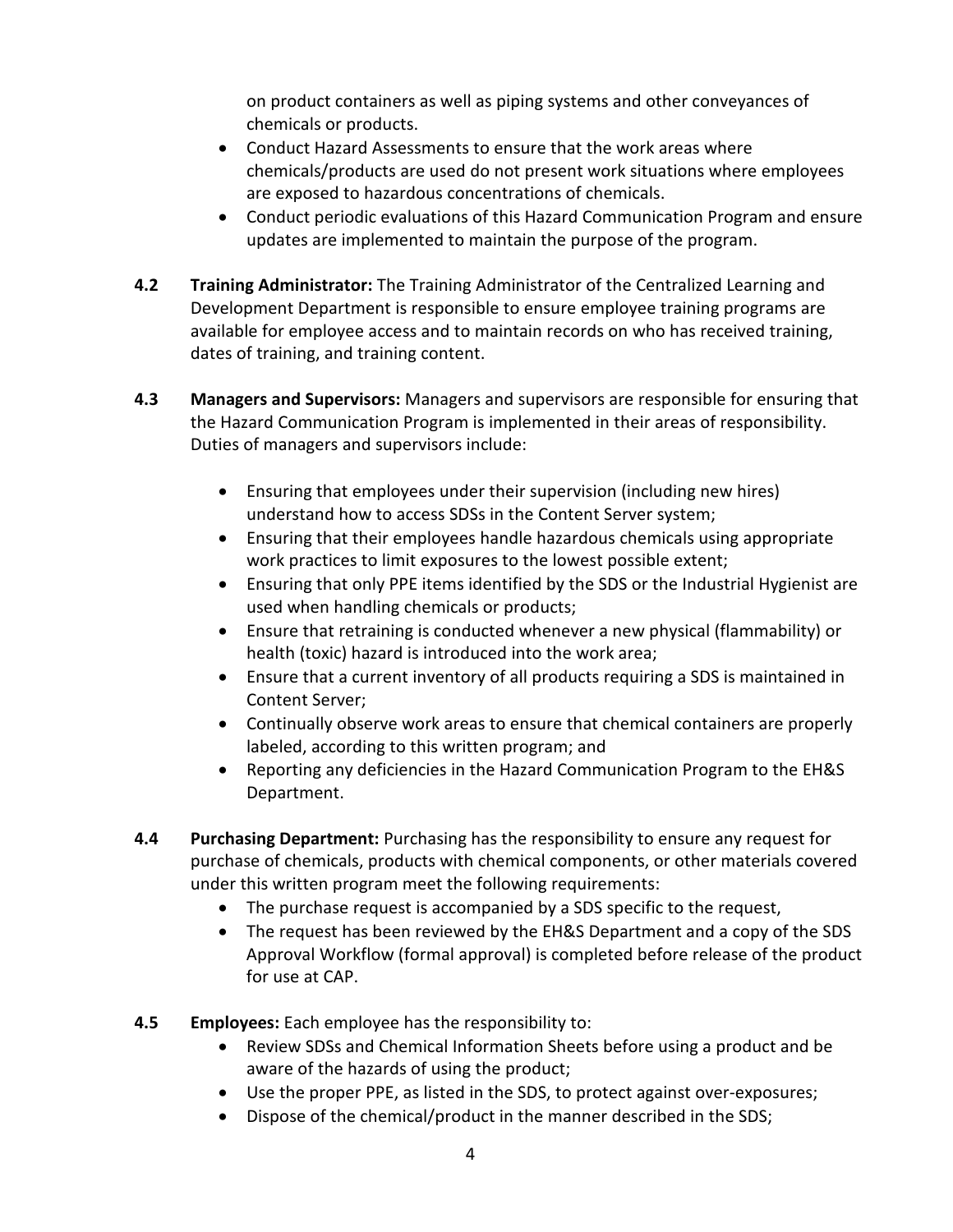on product containers as well as piping systems and other conveyances of chemicals or products.

- Conduct Hazard Assessments to ensure that the work areas where chemicals/products are used do not present work situations where employees are exposed to hazardous concentrations of chemicals.
- Conduct periodic evaluations of this Hazard Communication Program and ensure updates are implemented to maintain the purpose of the program.

**4.2 Training Administrator:** The Training Administrator of the Centralized Learning and Development Department is responsible to ensure employee training programs are available for employee access and to maintain records on who has received training, dates of training, and training content.

**4.3 Managers and Supervisors:** Managers and supervisors are responsible for ensuring that the Hazard Communication Program is implemented in their areas of responsibility. Duties of managers and supervisors include:

- Ensuring that employees under their supervision (including new hires) understand how to access SDSs in the Content Server system;
- Ensuring that their employees handle hazardous chemicals using appropriate work practices to limit exposures to the lowest possible extent;
- Ensuring that only PPE items identified by the SDS or the Industrial Hygienist are used when handling chemicals or products;
- Ensure that retraining is conducted whenever a new physical (flammability) or health (toxic) hazard is introduced into the work area;
- Ensure that a current inventory of all products requiring a SDS is maintained in Content Server;
- Continually observe work areas to ensure that chemical containers are properly labeled, according to this written program; and
- Reporting any deficiencies in the Hazard Communication Program to the EH&S Department.

**4.4 Purchasing Department:** Purchasing has the responsibility to ensure any request for purchase of chemicals, products with chemical components, or other materials covered under this written program meet the following requirements:

- The purchase request is accompanied by a SDS specific to the request,
- The request has been reviewed by the EH&S Department and a copy of the SDS Approval Workflow (formal approval) is completed before release of the product for use at CAP.

**4.5 Employees:** Each employee has the responsibility to:

- Review SDSs and Chemical Information Sheets before using a product and be aware of the hazards of using the product;
- Use the proper PPE, as listed in the SDS, to protect against over-exposures;
- Dispose of the chemical/product in the manner described in the SDS;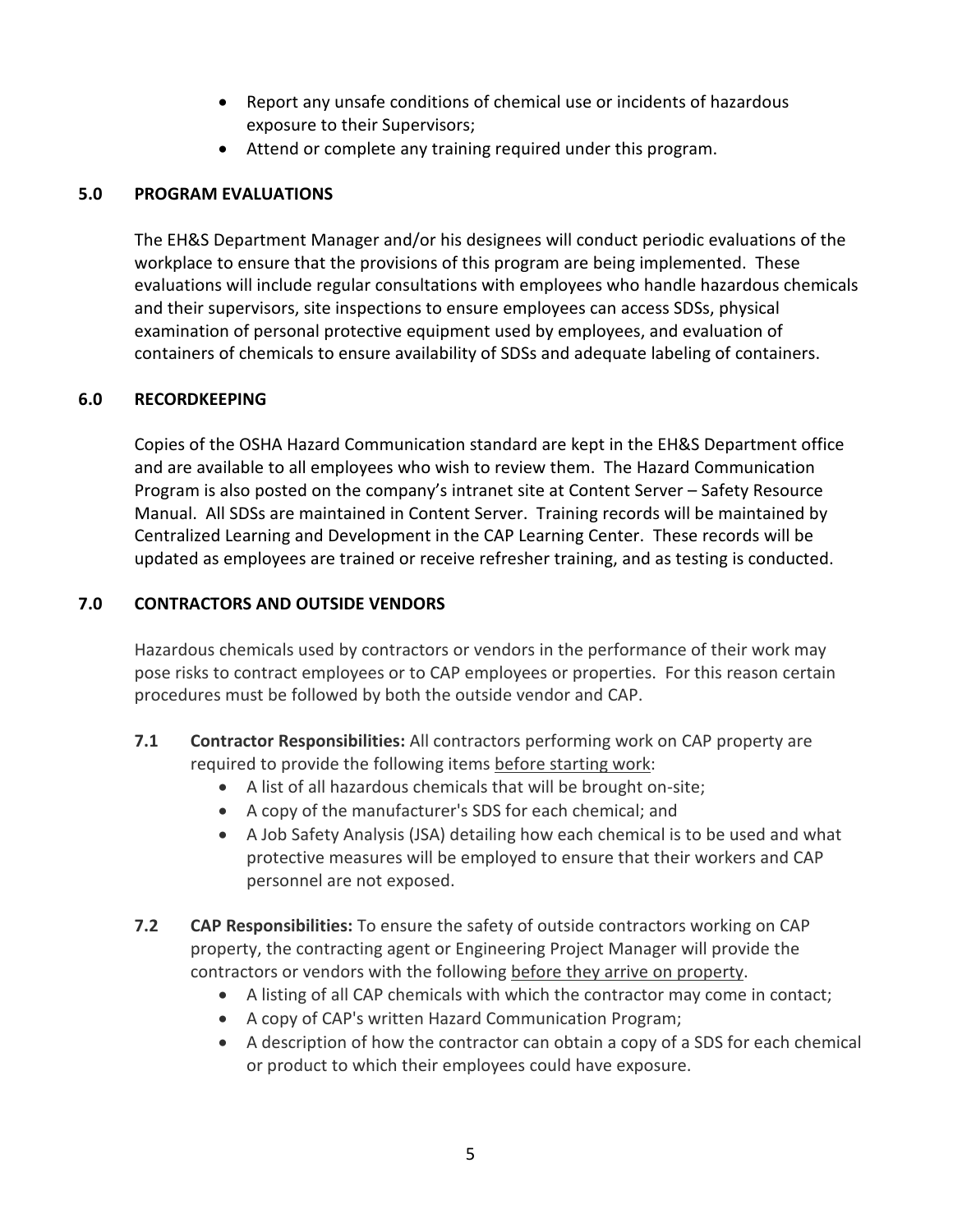- Report any unsafe conditions of chemical use or incidents of hazardous exposure to their Supervisors;
- Attend or complete any training required under this program.

## 5.0 PROGRAM EVALUATIONS

The EH&S Department Manager and/or his designees will conduct periodic evaluations of the workplace to ensure that the provisions of this program are being implemented. These evaluations will include regular consultations with employees who handle hazardous chemicals and their supervisors, site inspections to ensure employees can access SDSs, physical examination of personal protective equipment used by employees, and evaluation of containers of chemicals to ensure availability of SDSs and adequate labeling of containers.

## 6.0 RECORDKEEPING

Copies of the OSHA Hazard Communication standard are kept in the EH&S Department office and are available to all employees who wish to review them. The Hazard Communication Program is also posted on the company's intranet site at Content Server – Safety Resource Manual. All SDSs are maintained in Content Server. Training records will be maintained by Centralized Learning and Development in the CAP Learning Center. These records will be updated as employees are trained or receive refresher training, and as testing is conducted.

## 7.0 CONTRACTORS AND OUTSIDE VENDORS

Hazardous chemicals used by contractors or vendors in the performance of their work may pose risks to contract employees or to CAP employees or properties. For this reason certain procedures must be followed by both the outside vendor and CAP.

**7.1 Contractor Responsibilities:** All contractors performing work on CAP property are required to provide the following items before starting work:

- A list of all hazardous chemicals that will be brought on-site;
- A copy of the manufacturer's SDS for each chemical; and
- A Job Safety Analysis (JSA) detailing how each chemical is to be used and what protective measures will be employed to ensure that their workers and CAP personnel are not exposed.

**7.2 CAP Responsibilities:** To ensure the safety of outside contractors working on CAP property, the contracting agent or Engineering Project Manager will provide the contractors or vendors with the following before they arrive on property.

- A listing of all CAP chemicals with which the contractor may come in contact;
- A copy of CAP's written Hazard Communication Program;
- A description of how the contractor can obtain a copy of a SDS for each chemical or product to which their employees could have exposure.